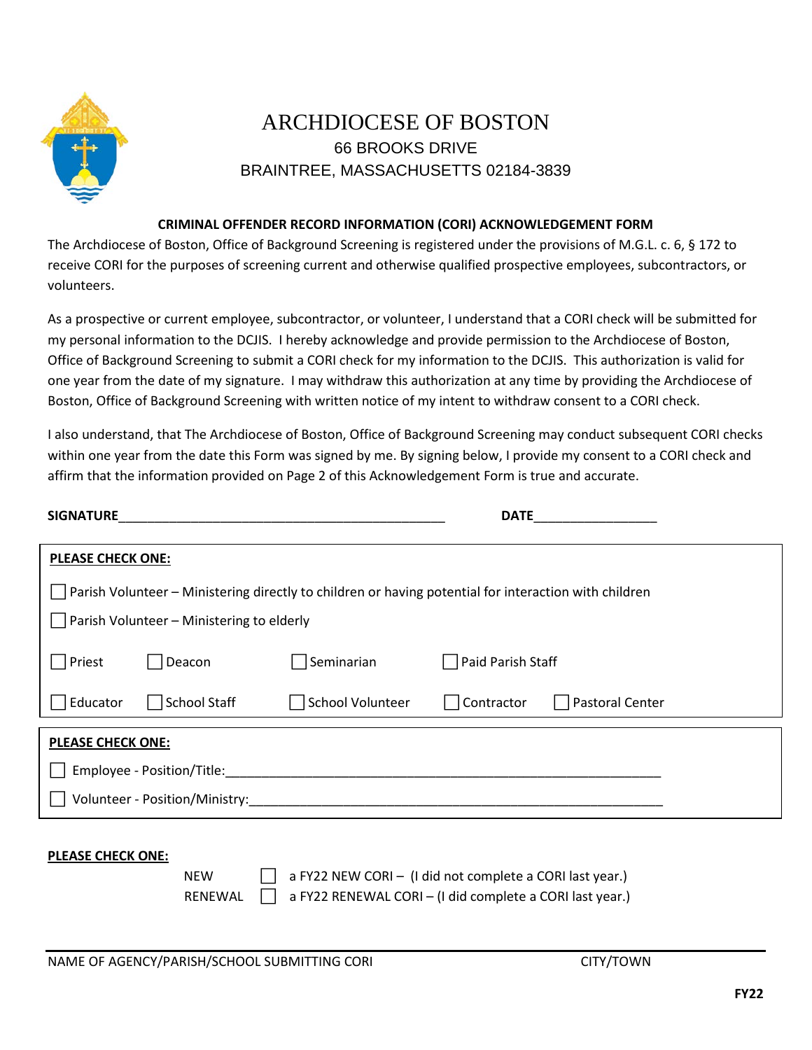# ARCHDIOCESE OF BOSTON

66 BROOKS DRIVE
BRAINTREE, MASSACHUSETTS 02184-3839

## CRIMINAL OFFENDER RECORD INFORMATION (CORI) ACKNOWLEDGEMENT FORM

The Archdiocese of Boston, Office of Background Screening is registered under the provisions of M.G.L. c. 6, § 172 to receive CORI for the purposes of screening current and otherwise qualified prospective employees, subcontractors, or volunteers.

As a prospective or current employee, subcontractor, or volunteer, I understand that a CORI check will be submitted for my personal information to the DCJIS. I hereby acknowledge and provide permission to the Archdiocese of Boston, Office of Background Screening to submit a CORI check for my information to the DCJIS. This authorization is valid for one year from the date of my signature. I may withdraw this authorization at any time by providing the Archdiocese of Boston, Office of Background Screening with written notice of my intent to withdraw consent to a CORI check.

I also understand, that The Archdiocese of Boston, Office of Background Screening may conduct subsequent CORI checks within one year from the date this Form was signed by me. By signing below, I provide my consent to a CORI check and affirm that the information provided on Page 2 of this Acknowledgement Form is true and accurate.

**SIGNATURE**_______________________________________________ **DATE**_________________

**PLEASE CHECK ONE:**

☐ Parish Volunteer – Ministering directly to children or having potential for interaction with children

☐ Parish Volunteer – Ministering to elderly

☐ Priest ☐ Deacon ☐ Seminarian ☐ Paid Parish Staff

☐ Educator ☐ School Staff ☐ School Volunteer ☐ Contractor ☐ Pastoral Center

**PLEASE CHECK ONE:**

☐ Employee - Position/Title:______________________________________________________________

☐ Volunteer - Position/Ministry:___________________________________________________________

**PLEASE CHECK ONE:**

NEW ☐ a FY22 NEW CORI – (I did not complete a CORI last year.)

RENEWAL ☐ a FY22 RENEWAL CORI – (I did complete a CORI last year.)

_____________________________________________________________________________________

NAME OF AGENCY/PARISH/SCHOOL SUBMITTING CORI CITY/TOWN

**FY22**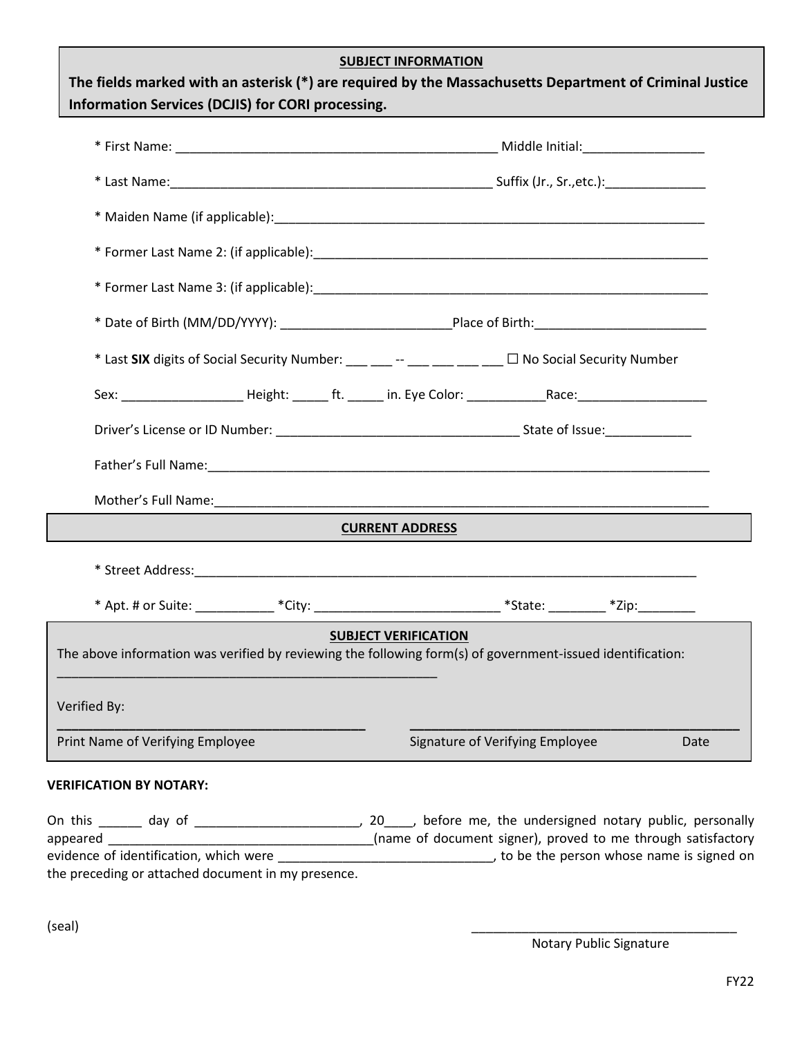**SUBJECT INFORMATION**

**The fields marked with an asterisk (*) are required by the Massachusetts Department of Criminal Justice Information Services (DCJIS) for CORI processing.**

* First Name: _______________________________________________ Middle Initial:_________________

* Last Name:_______________________________________________ Suffix (Jr., Sr.,etc.):______________

* Maiden Name (if applicable):_______________________________________________________________

* Former Last Name 2: (if applicable):__________________________________________________________

* Former Last Name 3: (if applicable):__________________________________________________________

* Date of Birth (MM/DD/YYYY): ________________________Place of Birth:________________________

* Last **SIX** digits of Social Security Number: ___ ___ -- ___ ___ ___ ___ ☐ No Social Security Number

Sex: _________________ Height: _____ ft. _____ in. Eye Color: ___________Race:__________________

Driver's License or ID Number: __________________________________ State of Issue:____________

Father's Full Name:_________________________________________________________________________

Mother's Full Name:________________________________________________________________________

**CURRENT ADDRESS**

* Street Address:_________________________________________________________________________

* Apt. # or Suite: ___________ *City: __________________________ *State: ________ *Zip:________

**SUBJECT VERIFICATION**

The above information was verified by reviewing the following form(s) of government-issued identification:

_____________________________________________________

Verified By:

_____________________________________________ _______________________________________________

Print Name of Verifying Employee Signature of Verifying Employee Date

**VERIFICATION BY NOTARY:**

On this ______ day of _______________________, 20____, before me, the undersigned notary public, personally appeared ______________________________________(name of document signer), proved to me through satisfactory evidence of identification, which were ______________________________, to be the person whose name is signed on the preceding or attached document in my presence.

(seal) ______________________________________

Notary Public Signature

FY22